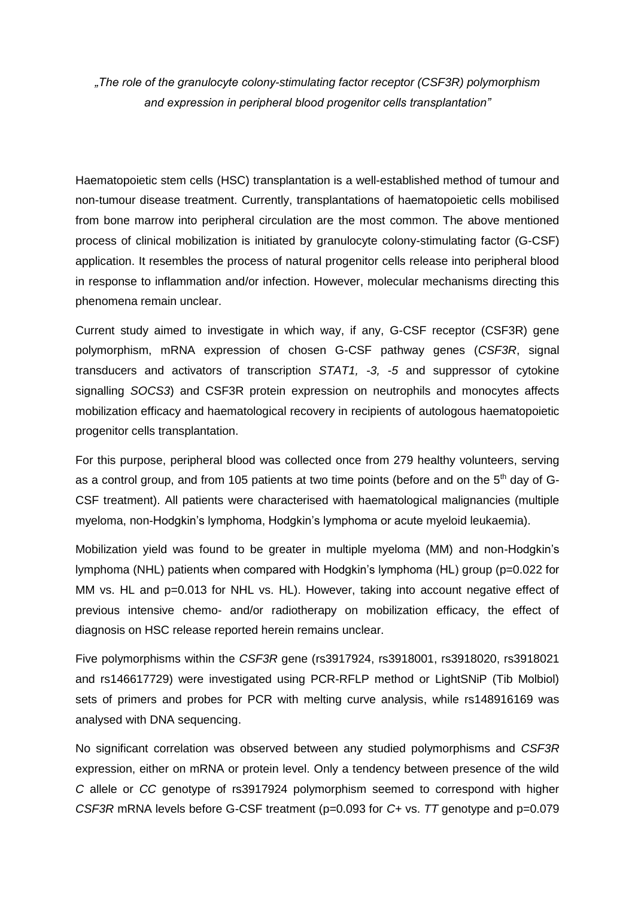*„The role of the granulocyte colony-stimulating factor receptor (CSF3R) polymorphism and expression in peripheral blood progenitor cells transplantation"*

Haematopoietic stem cells (HSC) transplantation is a well-established method of tumour and non-tumour disease treatment. Currently, transplantations of haematopoietic cells mobilised from bone marrow into peripheral circulation are the most common. The above mentioned process of clinical mobilization is initiated by granulocyte colony-stimulating factor (G-CSF) application. It resembles the process of natural progenitor cells release into peripheral blood in response to inflammation and/or infection. However, molecular mechanisms directing this phenomena remain unclear.

Current study aimed to investigate in which way, if any, G-CSF receptor (CSF3R) gene polymorphism, mRNA expression of chosen G-CSF pathway genes (*CSF3R*, signal transducers and activators of transcription *STAT1, -3, -5* and suppressor of cytokine signalling *SOCS3*) and CSF3R protein expression on neutrophils and monocytes affects mobilization efficacy and haematological recovery in recipients of autologous haematopoietic progenitor cells transplantation.

For this purpose, peripheral blood was collected once from 279 healthy volunteers, serving as a control group, and from 105 patients at two time points (before and on the 5$^{th}$ day of G-CSF treatment). All patients were characterised with haematological malignancies (multiple myeloma, non-Hodgkin's lymphoma, Hodgkin's lymphoma or acute myeloid leukaemia).

Mobilization yield was found to be greater in multiple myeloma (MM) and non-Hodgkin's lymphoma (NHL) patients when compared with Hodgkin's lymphoma (HL) group (p=0.022 for MM vs. HL and p=0.013 for NHL vs. HL). However, taking into account negative effect of previous intensive chemo- and/or radiotherapy on mobilization efficacy, the effect of diagnosis on HSC release reported herein remains unclear.

Five polymorphisms within the *CSF3R* gene (rs3917924, rs3918001, rs3918020, rs3918021 and rs146617729) were investigated using PCR-RFLP method or LightSNiP (Tib Molbiol) sets of primers and probes for PCR with melting curve analysis, while rs148916169 was analysed with DNA sequencing.

No significant correlation was observed between any studied polymorphisms and *CSF3R* expression, either on mRNA or protein level. Only a tendency between presence of the wild *C* allele or *CC* genotype of rs3917924 polymorphism seemed to correspond with higher *CSF3R* mRNA levels before G-CSF treatment (p=0.093 for *C*+ vs. *TT* genotype and p=0.079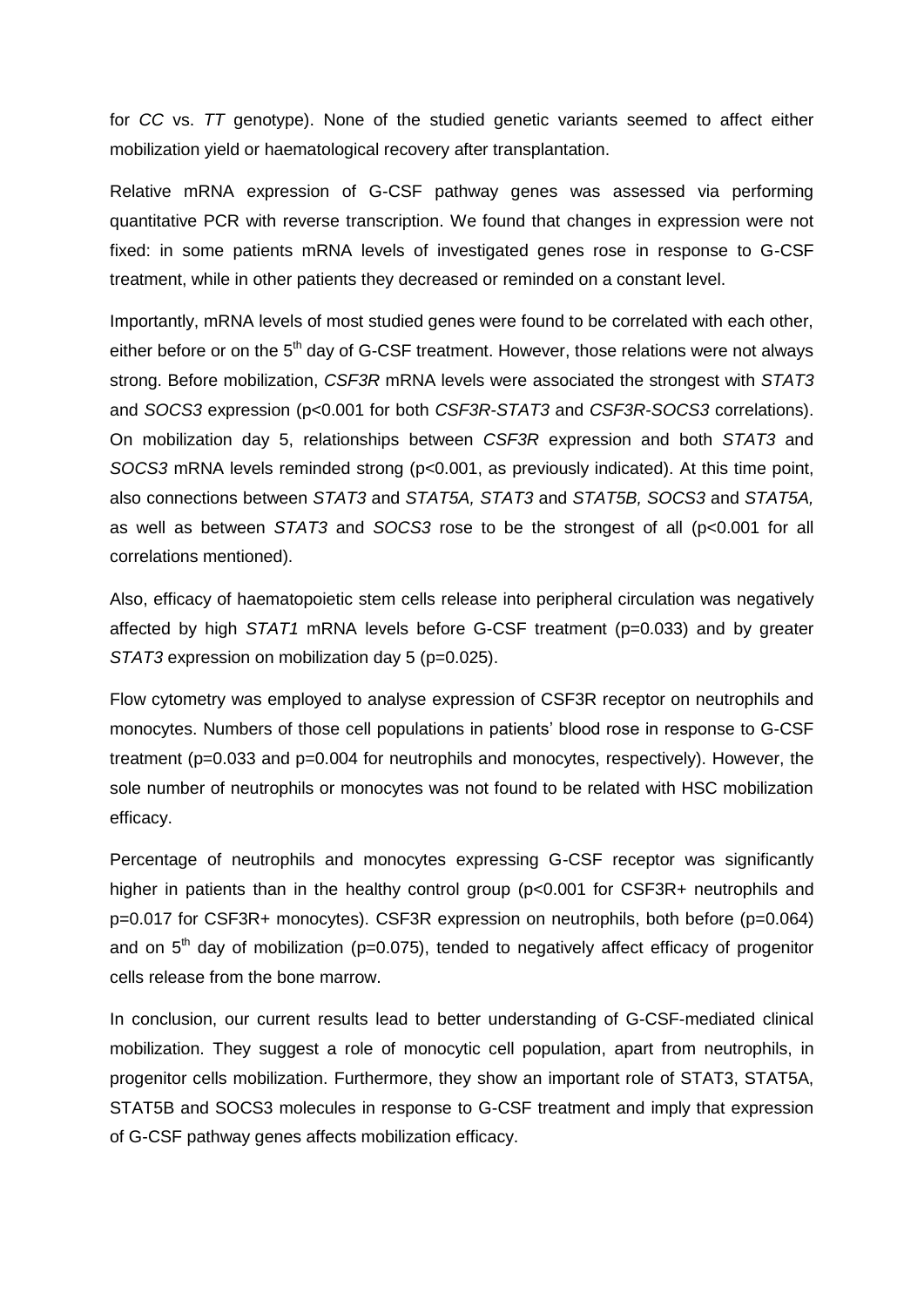for *CC* vs. *TT* genotype). None of the studied genetic variants seemed to affect either mobilization yield or haematological recovery after transplantation.

Relative mRNA expression of G-CSF pathway genes was assessed via performing quantitative PCR with reverse transcription. We found that changes in expression were not fixed: in some patients mRNA levels of investigated genes rose in response to G-CSF treatment, while in other patients they decreased or reminded on a constant level.

Importantly, mRNA levels of most studied genes were found to be correlated with each other, either before or on the 5th day of G-CSF treatment. However, those relations were not always strong. Before mobilization, *CSF3R* mRNA levels were associated the strongest with *STAT3* and *SOCS3* expression ($p<0.001$ for both *CSF3R-STAT3* and *CSF3R-SOCS3* correlations). On mobilization day 5, relationships between *CSF3R* expression and both *STAT3* and *SOCS3* mRNA levels reminded strong ($p<0.001$, as previously indicated). At this time point, also connections between *STAT3* and *STAT5A, STAT3* and *STAT5B, SOCS3* and *STAT5A,* as well as between *STAT3* and *SOCS3* rose to be the strongest of all ($p<0.001$ for all correlations mentioned).

Also, efficacy of haematopoietic stem cells release into peripheral circulation was negatively affected by high *STAT1* mRNA levels before G-CSF treatment ($p=0.033$) and by greater *STAT3* expression on mobilization day 5 ($p=0.025$).

Flow cytometry was employed to analyse expression of CSF3R receptor on neutrophils and monocytes. Numbers of those cell populations in patients' blood rose in response to G-CSF treatment ($p=0.033$ and $p=0.004$ for neutrophils and monocytes, respectively). However, the sole number of neutrophils or monocytes was not found to be related with HSC mobilization efficacy.

Percentage of neutrophils and monocytes expressing G-CSF receptor was significantly higher in patients than in the healthy control group ($p<0.001$ for CSF3R+ neutrophils and $p=0.017$ for CSF3R+ monocytes). CSF3R expression on neutrophils, both before ($p=0.064$) and on 5th day of mobilization ($p=0.075$), tended to negatively affect efficacy of progenitor cells release from the bone marrow.

In conclusion, our current results lead to better understanding of G-CSF-mediated clinical mobilization. They suggest a role of monocytic cell population, apart from neutrophils, in progenitor cells mobilization. Furthermore, they show an important role of STAT3, STAT5A, STAT5B and SOCS3 molecules in response to G-CSF treatment and imply that expression of G-CSF pathway genes affects mobilization efficacy.